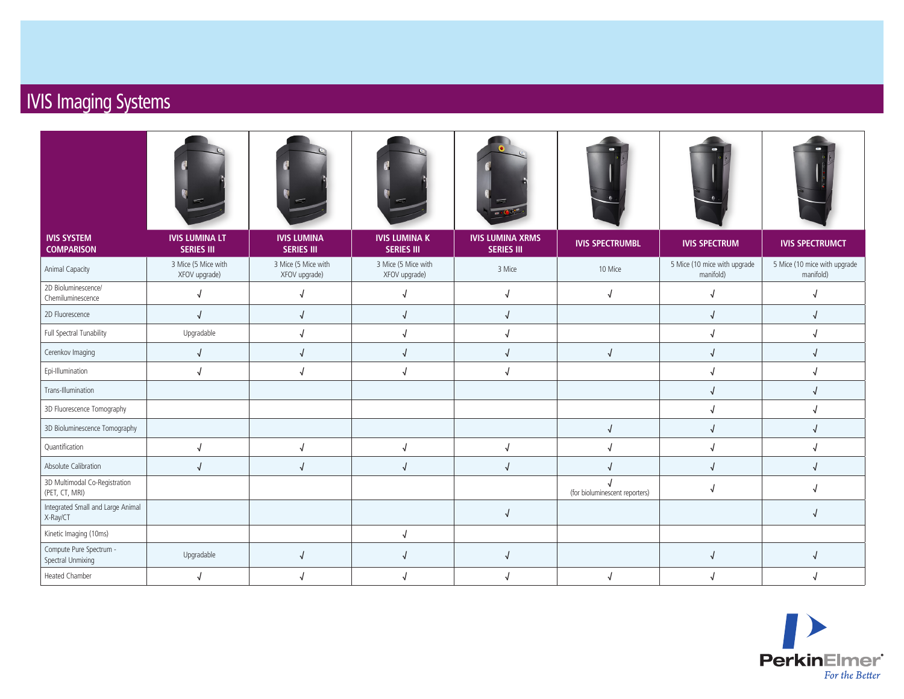# IVIS Imaging Systems

| IVIS SYSTEM COMPARISON | IVIS LUMINA LT SERIES III | IVIS LUMINA SERIES III | IVIS LUMINA K SERIES III | IVIS LUMINA XRMS SERIES III | IVIS SPECTRUMBL | IVIS SPECTRUM | IVIS SPECTRUMCT |
|---|---|---|---|---|---|---|---|
| Animal Capacity | 3 Mice (5 Mice with XFOV upgrade) | 3 Mice (5 Mice with XFOV upgrade) | 3 Mice (5 Mice with XFOV upgrade) | 3 Mice | 10 Mice | 5 Mice (10 mice with upgrade manifold) | 5 Mice (10 mice with upgrade manifold) |
| 2D Bioluminescence/ Chemiluminescence | √ | √ | √ | √ | √ | √ | √ |
| 2D Fluorescence | √ | √ | √ | √ | | √ | √ |
| Full Spectral Tunability | Upgradable | √ | √ | √ | | √ | √ |
| Cerenkov Imaging | √ | √ | √ | √ | √ | √ | √ |
| Epi-Illumination | √ | √ | √ | √ | | √ | √ |
| Trans-Illumination | | | | | | √ | √ |
| 3D Fluorescence Tomography | | | | | | √ | √ |
| 3D Bioluminescence Tomography | | | | | √ | √ | √ |
| Quantification | √ | √ | √ | √ | √ | √ | √ |
| Absolute Calibration | √ | √ | √ | √ | √ | √ | √ |
| 3D Multimodal Co-Registration (PET, CT, MRI) | | | | | √ (for bioluminescent reporters) | √ | √ |
| Integrated Small and Large Animal X-Ray/CT | | | | √ | | | √ |
| Kinetic Imaging (10ms) | | | √ | | | | |
| Compute Pure Spectrum - Spectral Unmixing | Upgradable | √ | √ | √ | | √ | √ |
| Heated Chamber | √ | √ | √ | √ | √ | √ | √ |

PerkinElmer®
*For the Better*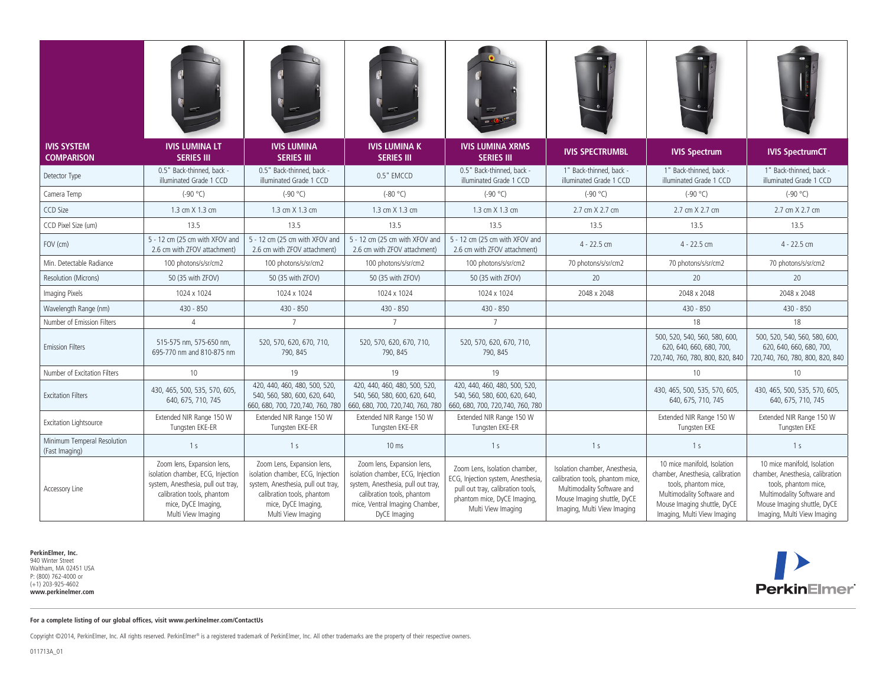| IVIS SYSTEM COMPARISON | IVIS LUMINA LT SERIES III | IVIS LUMINA SERIES III | IVIS LUMINA K SERIES III | IVIS LUMINA XRMS SERIES III | IVIS SPECTRUMBL | IVIS Spectrum | IVIS SpectrumCT |
|---|---|---|---|---|---|---|---|
| Detector Type | 0.5" Back-thinned, back - illuminated Grade 1 CCD | 0.5" Back-thinned, back - illuminated Grade 1 CCD | 0.5" EMCCD | 0.5" Back-thinned, back - illuminated Grade 1 CCD | 1" Back-thinned, back - illuminated Grade 1 CCD | 1" Back-thinned, back - illuminated Grade 1 CCD | 1" Back-thinned, back - illuminated Grade 1 CCD |
| Camera Temp | (-90 °C) | (-90 °C) | (-80 °C) | (-90 °C) | (-90 °C) | (-90 °C) | (-90 °C) |
| CCD Size | 1.3 cm X 1.3 cm | 1.3 cm X 1.3 cm | 1.3 cm X 1.3 cm | 1.3 cm X 1.3 cm | 2.7 cm X 2.7 cm | 2.7 cm X 2.7 cm | 2.7 cm X 2.7 cm |
| CCD Pixel Size (um) | 13.5 | 13.5 | 13.5 | 13.5 | 13.5 | 13.5 | 13.5 |
| FOV (cm) | 5 - 12 cm (25 cm with XFOV and 2.6 cm with ZFOV attachment) | 5 - 12 cm (25 cm with XFOV and 2.6 cm with ZFOV attachment) | 5 - 12 cm (25 cm with XFOV and 2.6 cm with ZFOV attachment) | 5 - 12 cm (25 cm with XFOV and 2.6 cm with ZFOV attachment) | 4 - 22.5 cm | 4 - 22.5 cm | 4 - 22.5 cm |
| Min. Detectable Radiance | 100 photons/s/sr/cm2 | 100 photons/s/sr/cm2 | 100 photons/s/sr/cm2 | 100 photons/s/sr/cm2 | 70 photons/s/sr/cm2 | 70 photons/s/sr/cm2 | 70 photons/s/sr/cm2 |
| Resolution (Microns) | 50 (35 with ZFOV) | 50 (35 with ZFOV) | 50 (35 with ZFOV) | 50 (35 with ZFOV) | 20 | 20 | 20 |
| Imaging Pixels | 1024 x 1024 | 1024 x 1024 | 1024 x 1024 | 1024 x 1024 | 2048 x 2048 | 2048 x 2048 | 2048 x 2048 |
| Wavelength Range (nm) | 430 - 850 | 430 - 850 | 430 - 850 | 430 - 850 | | 430 - 850 | 430 - 850 |
| Number of Emission Filters | 4 | 7 | 7 | 7 | | 18 | 18 |
| Emission Filters | 515-575 nm, 575-650 nm, 695-770 nm and 810-875 nm | 520, 570, 620, 670, 710, 790, 845 | 520, 570, 620, 670, 710, 790, 845 | 520, 570, 620, 670, 710, 790, 845 | | 500, 520, 540, 560, 580, 600, 620, 640, 660, 680, 700, 720,740, 760, 780, 800, 820, 840 | 500, 520, 540, 560, 580, 600, 620, 640, 660, 680, 700, 720,740, 760, 780, 800, 820, 840 |
| Number of Excitation Filters | 10 | 19 | 19 | 19 | | 10 | 10 |
| Excitation Filters | 430, 465, 500, 535, 570, 605, 640, 675, 710, 745 | 420, 440, 460, 480, 500, 520, 540, 560, 580, 600, 620, 640, 660, 680, 700, 720,740, 760, 780 | 420, 440, 460, 480, 500, 520, 540, 560, 580, 600, 620, 640, 660, 680, 700, 720,740, 760, 780 | 420, 440, 460, 480, 500, 520, 540, 560, 580, 600, 620, 640, 660, 680, 700, 720,740, 760, 780 | | 430, 465, 500, 535, 570, 605, 640, 675, 710, 745 | 430, 465, 500, 535, 570, 605, 640, 675, 710, 745 |
| Excitation Lightsource | Extended NIR Range 150 W Tungsten EKE-ER | Extended NIR Range 150 W Tungsten EKE-ER | Extended NIR Range 150 W Tungsten EKE-ER | Extended NIR Range 150 W Tungsten EKE-ER | | Extended NIR Range 150 W Tungsten EKE | Extended NIR Range 150 W Tungsten EKE |
| Minimum Temperal Resolution (Fast Imaging) | 1 s | 1 s | 10 ms | 1 s | 1 s | 1 s | 1 s |
| Accessory Line | Zoom lens, Expansion lens, isolation chamber, ECG, Injection system, Anesthesia, pull out tray, calibration tools, phantom mice, DyCE Imaging, Multi View Imaging | Zoom Lens, Expansion lens, isolation chamber, ECG, Injection system, Anesthesia, pull out tray, calibration tools, phantom mice, DyCE Imaging, Multi View Imaging | Zoom Lens, Expansion lens, isolation chamber, ECG, Injection system, Anesthesia, pull out tray, calibration tools, phantom mice, Ventral Imaging Chamber, DyCE Imaging | Zoom Lens, Isolation chamber, ECG, Injection system, Anesthesia, pull out tray, calibration tools, phantom mice, DyCE Imaging, Multi View Imaging | Isolation chamber, Anesthesia, calibration tools, phantom mice, Multimodality Software and Mouse Imaging shuttle, DyCE Imaging, Multi View Imaging | 10 mice manifold, Isolation chamber, Anesthesia, calibration tools, phantom mice, Multimodality Software and Mouse Imaging shuttle, DyCE Imaging, Multi View Imaging | 10 mice manifold, Isolation chamber, Anesthesia, calibration tools, phantom mice, Multimodality Software and Mouse Imaging shuttle, DyCE Imaging, Multi View Imaging |

**PerkinElmer, Inc.**
940 Winter Street
Waltham, MA 02451 USA
P: (800) 762-4000 or
(+1) 203-925-4602
**www.perkinelmer.com**

**For a complete listing of our global offices, visit www.perkinelmer.com/ContactUs**

Copyright ©2014, PerkinElmer, Inc. All rights reserved. PerkinElmer® is a registered trademark of PerkinElmer, Inc. All other trademarks are the property of their respective owners.

011713A_01